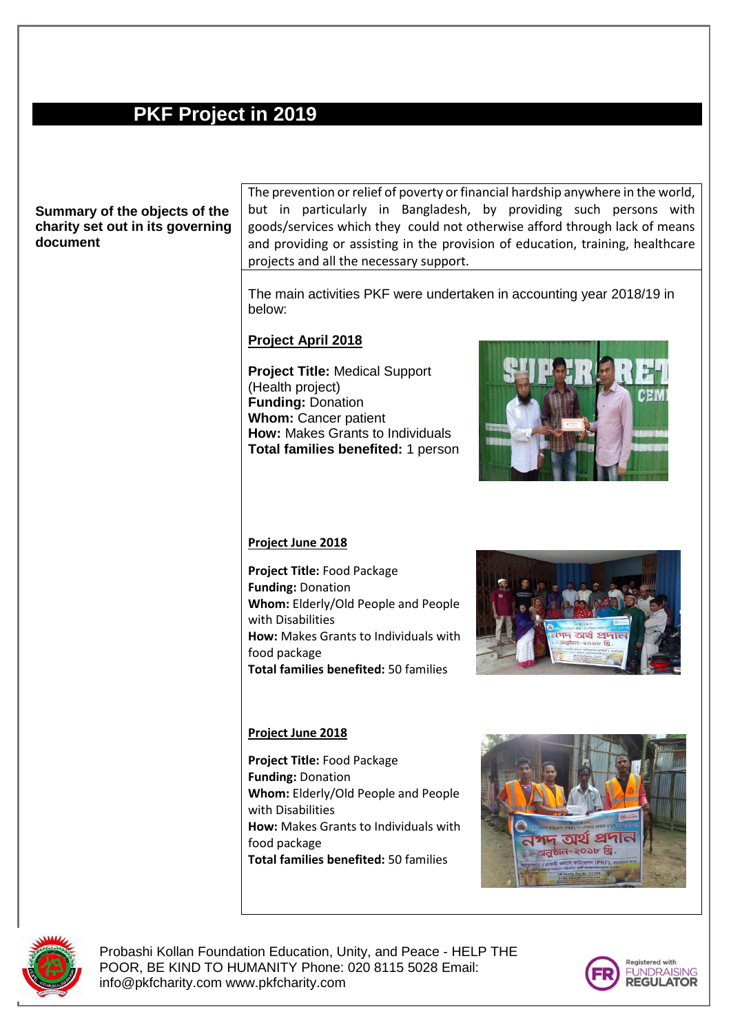# PKF Project in 2019

**Summary of the objects of the charity set out in its governing document**

The prevention or relief of poverty or financial hardship anywhere in the world, but in particularly in Bangladesh, by providing such persons with goods/services which they could not otherwise afford through lack of means and providing or assisting in the provision of education, training, healthcare projects and all the necessary support.

The main activities PKF were undertaken in accounting year 2018/19 in below:

**Project April 2018**

**Project Title:** Medical Support (Health project)
**Funding:** Donation
**Whom:** Cancer patient
**How:** Makes Grants to Individuals
**Total families benefited:** 1 person

**Project June 2018**

**Project Title:** Food Package
**Funding:** Donation
**Whom:** Elderly/Old People and People with Disabilities
**How:** Makes Grants to Individuals with food package
**Total families benefited:** 50 families

**Project June 2018**

**Project Title:** Food Package
**Funding:** Donation
**Whom:** Elderly/Old People and People with Disabilities
**How:** Makes Grants to Individuals with food package
**Total families benefited:** 50 families

Probashi Kollan Foundation Education, Unity, and Peace - HELP THE POOR, BE KIND TO HUMANITY Phone: 020 8115 5028 Email: info@pkfcharity.com www.pkfcharity.com

Registered with FUNDRAISING REGULATOR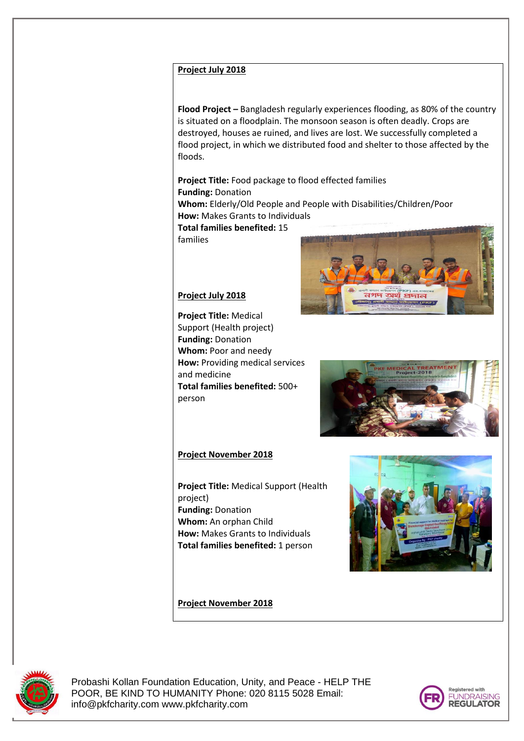**Project July 2018**

**Flood Project –** Bangladesh regularly experiences flooding, as 80% of the country is situated on a floodplain. The monsoon season is often deadly. Crops are destroyed, houses ae ruined, and lives are lost. We successfully completed a flood project, in which we distributed food and shelter to those affected by the floods.

**Project Title:** Food package to flood effected families
**Funding:** Donation
**Whom:** Elderly/Old People and People with Disabilities/Children/Poor
**How:** Makes Grants to Individuals
**Total families benefited:** 15 families

**Project July 2018**

**Project Title:** Medical Support (Health project)
**Funding:** Donation
**Whom:** Poor and needy
**How:** Providing medical services and medicine
**Total families benefited:** 500+ person

**Project November 2018**

**Project Title:** Medical Support (Health project)
**Funding:** Donation
**Whom:** An orphan Child
**How:** Makes Grants to Individuals
**Total families benefited:** 1 person

**Project November 2018**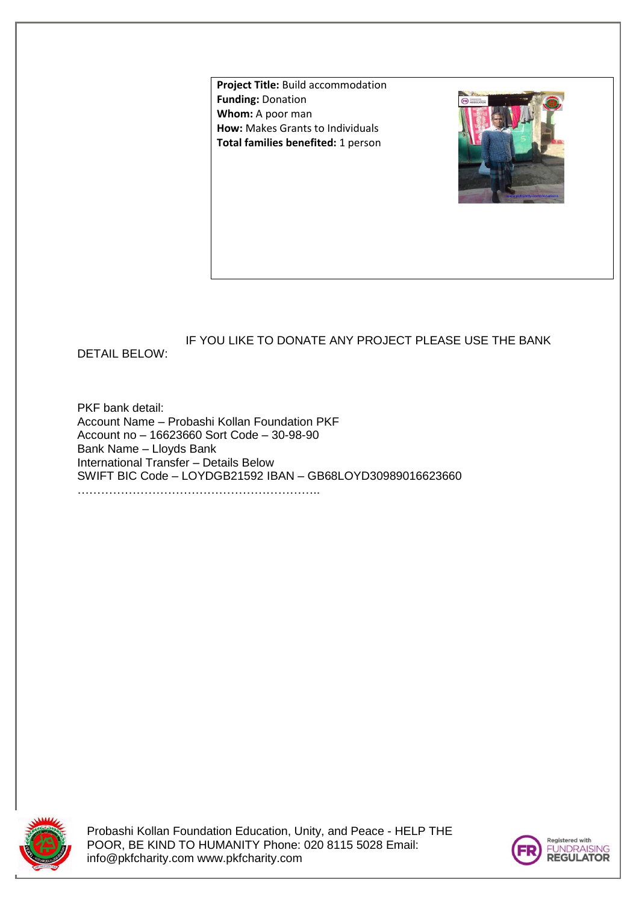**Project Title:** Build accommodation
**Funding:** Donation
**Whom:** A poor man
**How:** Makes Grants to Individuals
**Total families benefited:** 1 person

IF YOU LIKE TO DONATE ANY PROJECT PLEASE USE THE BANK DETAIL BELOW:

PKF bank detail:
Account Name – Probashi Kollan Foundation PKF
Account no – 16623660 Sort Code – 30-98-90
Bank Name – Lloyds Bank
International Transfer – Details Below
SWIFT BIC Code – LOYDGB21592 IBAN – GB68LOYD30989016623660
……………………………………………………..

Probashi Kollan Foundation Education, Unity, and Peace - HELP THE POOR, BE KIND TO HUMANITY Phone: 020 8115 5028 Email: info@pkfcharity.com www.pkfcharity.com

Registered with FUNDRAISING REGULATOR